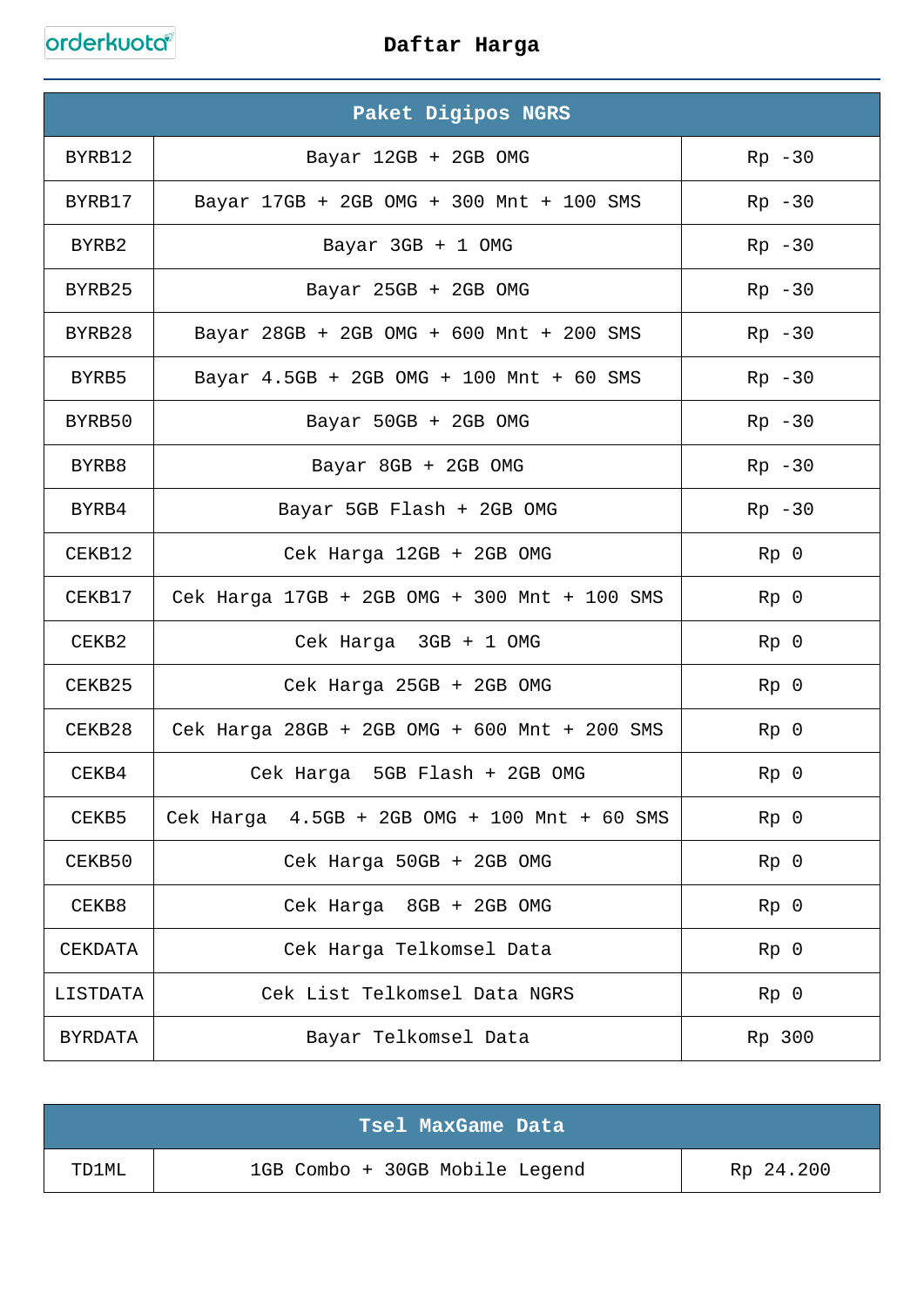orderkuota

# Daftar Harga

| Paket Digipos NGRS | | |
|---|---|---|
| BYRB12 | Bayar 12GB + 2GB OMG | Rp -30 |
| BYRB17 | Bayar 17GB + 2GB OMG + 300 Mnt + 100 SMS | Rp -30 |
| BYRB2 | Bayar 3GB + 1 OMG | Rp -30 |
| BYRB25 | Bayar 25GB + 2GB OMG | Rp -30 |
| BYRB28 | Bayar 28GB + 2GB OMG + 600 Mnt + 200 SMS | Rp -30 |
| BYRB5 | Bayar 4.5GB + 2GB OMG + 100 Mnt + 60 SMS | Rp -30 |
| BYRB50 | Bayar 50GB + 2GB OMG | Rp -30 |
| BYRB8 | Bayar 8GB + 2GB OMG | Rp -30 |
| BYRB4 | Bayar 5GB Flash + 2GB OMG | Rp -30 |
| CEKB12 | Cek Harga 12GB + 2GB OMG | Rp 0 |
| CEKB17 | Cek Harga 17GB + 2GB OMG + 300 Mnt + 100 SMS | Rp 0 |
| CEKB2 | Cek Harga 3GB + 1 OMG | Rp 0 |
| CEKB25 | Cek Harga 25GB + 2GB OMG | Rp 0 |
| CEKB28 | Cek Harga 28GB + 2GB OMG + 600 Mnt + 200 SMS | Rp 0 |
| CEKB4 | Cek Harga 5GB Flash + 2GB OMG | Rp 0 |
| CEKB5 | Cek Harga 4.5GB + 2GB OMG + 100 Mnt + 60 SMS | Rp 0 |
| CEKB50 | Cek Harga 50GB + 2GB OMG | Rp 0 |
| CEKB8 | Cek Harga 8GB + 2GB OMG | Rp 0 |
| CEKDATA | Cek Harga Telkomsel Data | Rp 0 |
| LISTDATA | Cek List Telkomsel Data NGRS | Rp 0 |
| BYRDATA | Bayar Telkomsel Data | Rp 300 |

| Tsel MaxGame Data | | |
|---|---|---|
| TD1ML | 1GB Combo + 30GB Mobile Legend | Rp 24.200 |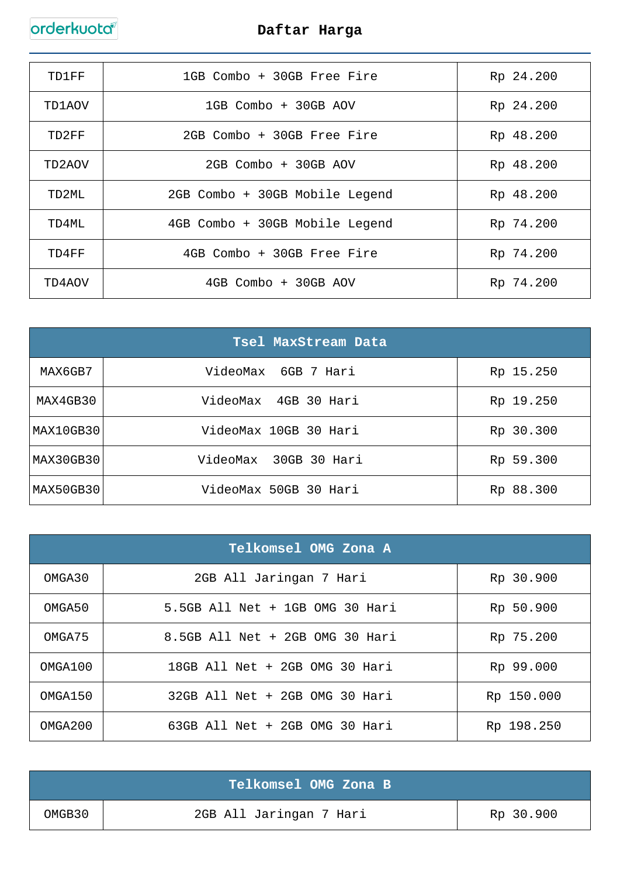| | | |
|---|---|---|
| TD1FF | 1GB Combo + 30GB Free Fire | Rp 24.200 |
| TD1AOV | 1GB Combo + 30GB AOV | Rp 24.200 |
| TD2FF | 2GB Combo + 30GB Free Fire | Rp 48.200 |
| TD2AOV | 2GB Combo + 30GB AOV | Rp 48.200 |
| TD2ML | 2GB Combo + 30GB Mobile Legend | Rp 48.200 |
| TD4ML | 4GB Combo + 30GB Mobile Legend | Rp 74.200 |
| TD4FF | 4GB Combo + 30GB Free Fire | Rp 74.200 |
| TD4AOV | 4GB Combo + 30GB AOV | Rp 74.200 |

| Tsel MaxStream Data | | |
|---|---|---|
| MAX6GB7 | VideoMax 6GB 7 Hari | Rp 15.250 |
| MAX4GB30 | VideoMax 4GB 30 Hari | Rp 19.250 |
| MAX10GB30 | VideoMax 10GB 30 Hari | Rp 30.300 |
| MAX30GB30 | VideoMax 30GB 30 Hari | Rp 59.300 |
| MAX50GB30 | VideoMax 50GB 30 Hari | Rp 88.300 |

| Telkomsel OMG Zona A | | |
|---|---|---|
| OMGA30 | 2GB All Jaringan 7 Hari | Rp 30.900 |
| OMGA50 | 5.5GB All Net + 1GB OMG 30 Hari | Rp 50.900 |
| OMGA75 | 8.5GB All Net + 2GB OMG 30 Hari | Rp 75.200 |
| OMGA100 | 18GB All Net + 2GB OMG 30 Hari | Rp 99.000 |
| OMGA150 | 32GB All Net + 2GB OMG 30 Hari | Rp 150.000 |
| OMGA200 | 63GB All Net + 2GB OMG 30 Hari | Rp 198.250 |

| Telkomsel OMG Zona B | | |
|---|---|---|
| OMGB30 | 2GB All Jaringan 7 Hari | Rp 30.900 |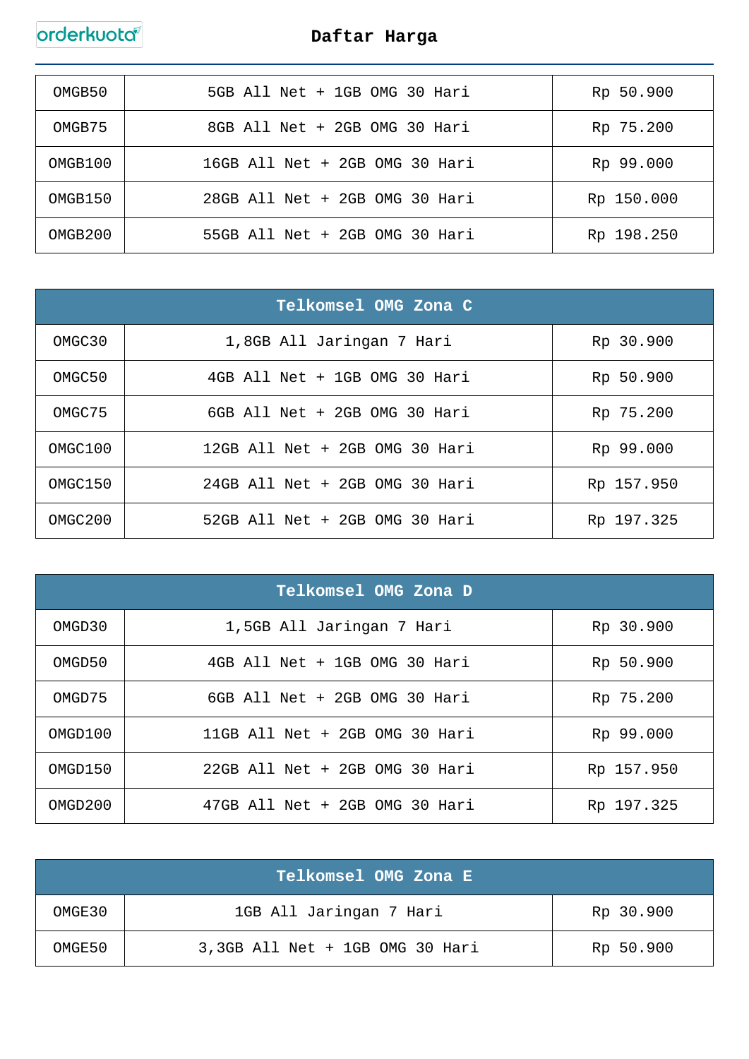# Daftar Harga

| | | |
|---|---|---|
| OMGB50 | 5GB All Net + 1GB OMG 30 Hari | Rp 50.900 |
| OMGB75 | 8GB All Net + 2GB OMG 30 Hari | Rp 75.200 |
| OMGB100 | 16GB All Net + 2GB OMG 30 Hari | Rp 99.000 |
| OMGB150 | 28GB All Net + 2GB OMG 30 Hari | Rp 150.000 |
| OMGB200 | 55GB All Net + 2GB OMG 30 Hari | Rp 198.250 |

| Telkomsel OMG Zona C | | |
|---|---|---|
| OMGC30 | 1,8GB All Jaringan 7 Hari | Rp 30.900 |
| OMGC50 | 4GB All Net + 1GB OMG 30 Hari | Rp 50.900 |
| OMGC75 | 6GB All Net + 2GB OMG 30 Hari | Rp 75.200 |
| OMGC100 | 12GB All Net + 2GB OMG 30 Hari | Rp 99.000 |
| OMGC150 | 24GB All Net + 2GB OMG 30 Hari | Rp 157.950 |
| OMGC200 | 52GB All Net + 2GB OMG 30 Hari | Rp 197.325 |

| Telkomsel OMG Zona D | | |
|---|---|---|
| OMGD30 | 1,5GB All Jaringan 7 Hari | Rp 30.900 |
| OMGD50 | 4GB All Net + 1GB OMG 30 Hari | Rp 50.900 |
| OMGD75 | 6GB All Net + 2GB OMG 30 Hari | Rp 75.200 |
| OMGD100 | 11GB All Net + 2GB OMG 30 Hari | Rp 99.000 |
| OMGD150 | 22GB All Net + 2GB OMG 30 Hari | Rp 157.950 |
| OMGD200 | 47GB All Net + 2GB OMG 30 Hari | Rp 197.325 |

| Telkomsel OMG Zona E | | |
|---|---|---|
| OMGE30 | 1GB All Jaringan 7 Hari | Rp 30.900 |
| OMGE50 | 3,3GB All Net + 1GB OMG 30 Hari | Rp 50.900 |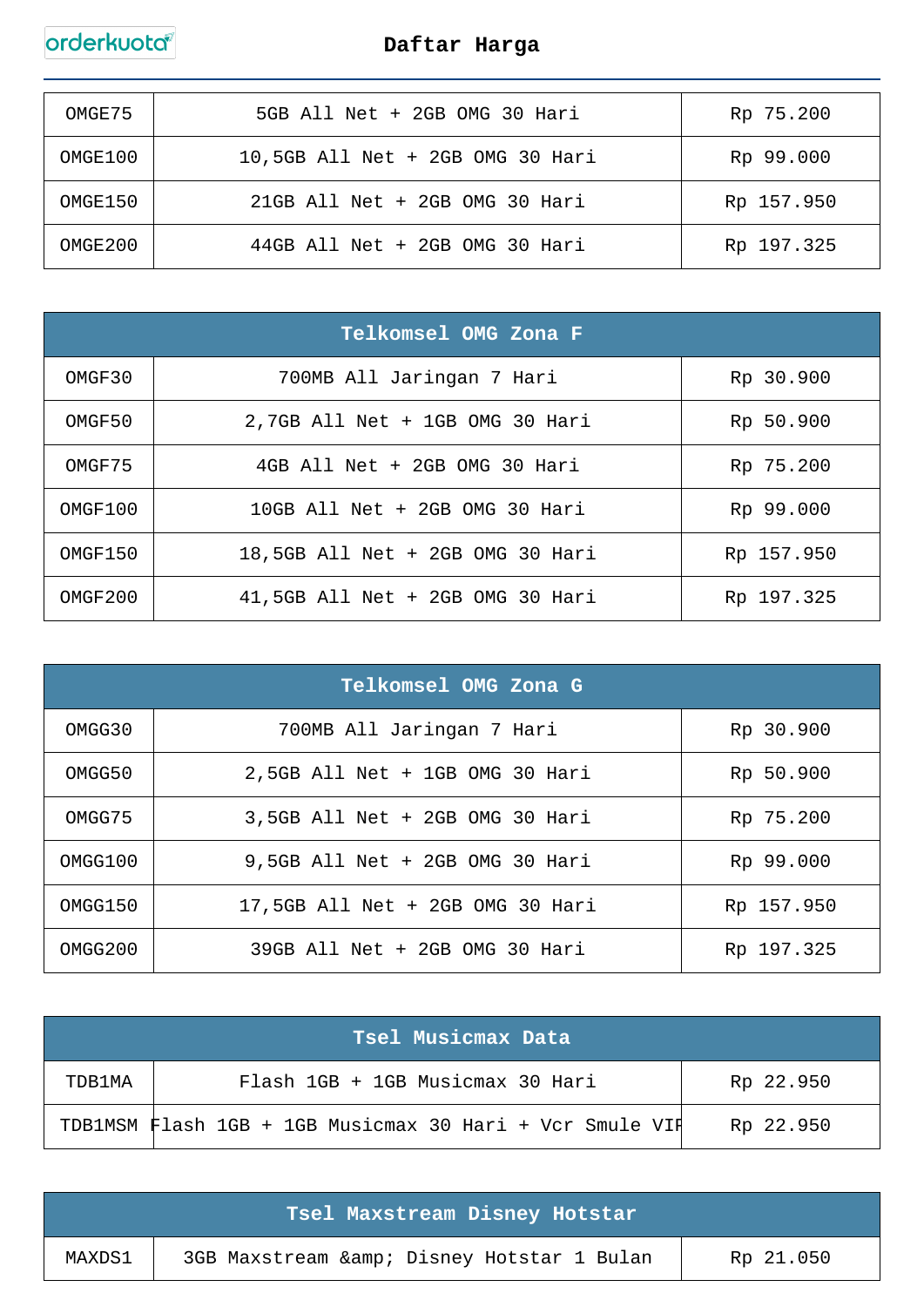# Daftar Harga

| | | |
|---|---|---|
| OMGE75 | 5GB All Net + 2GB OMG 30 Hari | Rp 75.200 |
| OMGE100 | 10,5GB All Net + 2GB OMG 30 Hari | Rp 99.000 |
| OMGE150 | 21GB All Net + 2GB OMG 30 Hari | Rp 157.950 |
| OMGE200 | 44GB All Net + 2GB OMG 30 Hari | Rp 197.325 |

| Telkomsel OMG Zona F | | |
|---|---|---|
| OMGF30 | 700MB All Jaringan 7 Hari | Rp 30.900 |
| OMGF50 | 2,7GB All Net + 1GB OMG 30 Hari | Rp 50.900 |
| OMGF75 | 4GB All Net + 2GB OMG 30 Hari | Rp 75.200 |
| OMGF100 | 10GB All Net + 2GB OMG 30 Hari | Rp 99.000 |
| OMGF150 | 18,5GB All Net + 2GB OMG 30 Hari | Rp 157.950 |
| OMGF200 | 41,5GB All Net + 2GB OMG 30 Hari | Rp 197.325 |

| Telkomsel OMG Zona G | | |
|---|---|---|
| OMGG30 | 700MB All Jaringan 7 Hari | Rp 30.900 |
| OMGG50 | 2,5GB All Net + 1GB OMG 30 Hari | Rp 50.900 |
| OMGG75 | 3,5GB All Net + 2GB OMG 30 Hari | Rp 75.200 |
| OMGG100 | 9,5GB All Net + 2GB OMG 30 Hari | Rp 99.000 |
| OMGG150 | 17,5GB All Net + 2GB OMG 30 Hari | Rp 157.950 |
| OMGG200 | 39GB All Net + 2GB OMG 30 Hari | Rp 197.325 |

| Tsel Musicmax Data | | |
|---|---|---|
| TDB1MA | Flash 1GB + 1GB Musicmax 30 Hari | Rp 22.950 |
| TDB1MSM | Flash 1GB + 1GB Musicmax 30 Hari + Vcr Smule VIP | Rp 22.950 |

| Tsel Maxstream Disney Hotstar | | |
|---|---|---|
| MAXDS1 | 3GB Maxstream &amp; Disney Hotstar 1 Bulan | Rp 21.050 |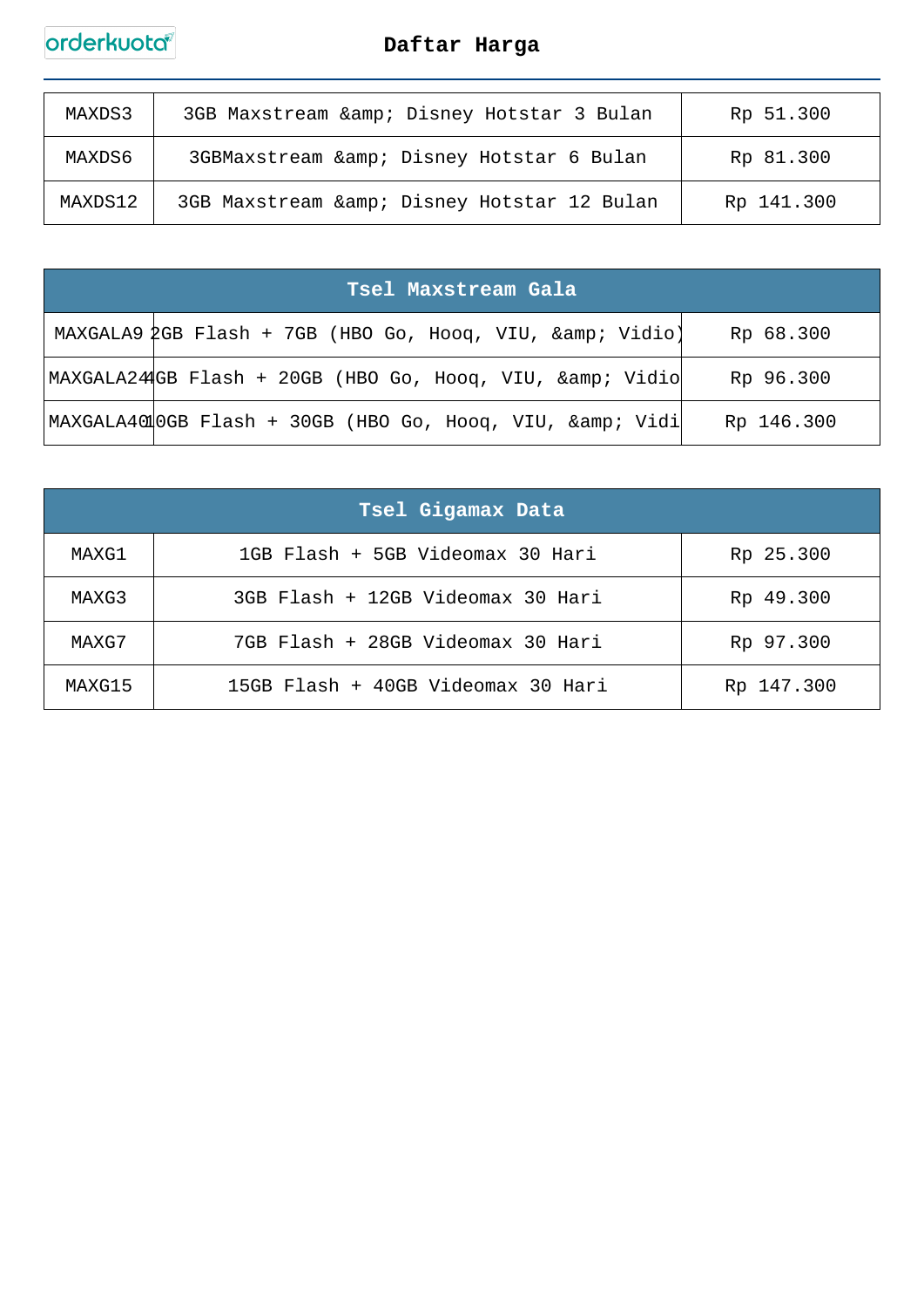## Daftar Harga

| | | |
|---|---|---|
| MAXDS3 | 3GB Maxstream &amp; Disney Hotstar 3 Bulan | Rp 51.300 |
| MAXDS6 | 3GBMaxstream &amp; Disney Hotstar 6 Bulan | Rp 81.300 |
| MAXDS12 | 3GB Maxstream &amp; Disney Hotstar 12 Bulan | Rp 141.300 |

| Tsel Maxstream Gala | | |
|---|---|---|
| MAXGALA9 | 2GB Flash + 7GB (HBO Go, Hooq, VIU, &amp; Vidio) | Rp 68.300 |
| MAXGALA24 | 4GB Flash + 20GB (HBO Go, Hooq, VIU, &amp; Vidio | Rp 96.300 |
| MAXGALA40 | 10GB Flash + 30GB (HBO Go, Hooq, VIU, &amp; Vidi | Rp 146.300 |

| Tsel Gigamax Data | | |
|---|---|---|
| MAXG1 | 1GB Flash + 5GB Videomax 30 Hari | Rp 25.300 |
| MAXG3 | 3GB Flash + 12GB Videomax 30 Hari | Rp 49.300 |
| MAXG7 | 7GB Flash + 28GB Videomax 30 Hari | Rp 97.300 |
| MAXG15 | 15GB Flash + 40GB Videomax 30 Hari | Rp 147.300 |